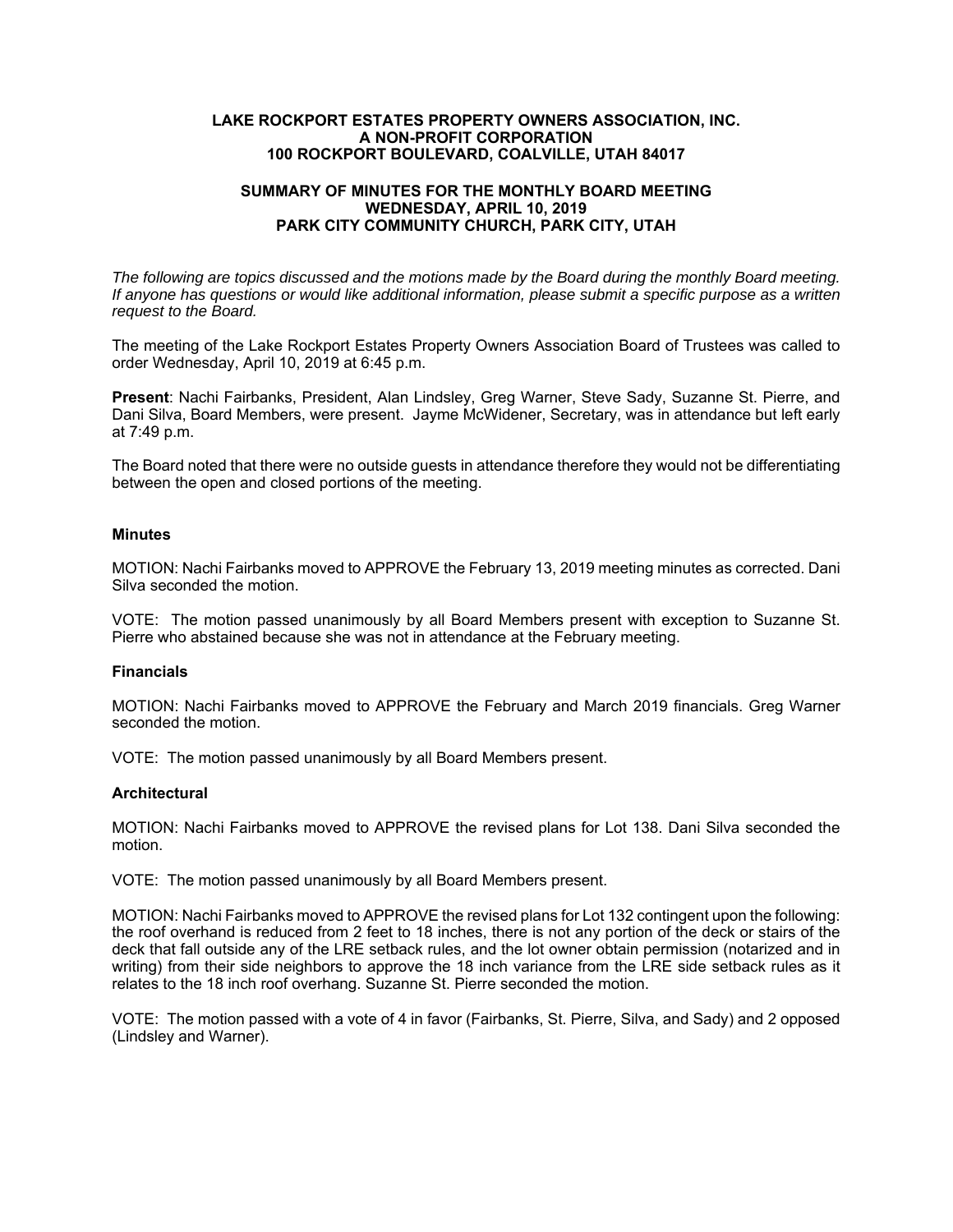**LAKE ROCKPORT ESTATES PROPERTY OWNERS ASSOCIATION, INC.**
**A NON-PROFIT CORPORATION**
**100 ROCKPORT BOULEVARD, COALVILLE, UTAH 84017**

**SUMMARY OF MINUTES FOR THE MONTHLY BOARD MEETING**
**WEDNESDAY, APRIL 10, 2019**
**PARK CITY COMMUNITY CHURCH, PARK CITY, UTAH**

*The following are topics discussed and the motions made by the Board during the monthly Board meeting. If anyone has questions or would like additional information, please submit a specific purpose as a written request to the Board.*

The meeting of the Lake Rockport Estates Property Owners Association Board of Trustees was called to order Wednesday, April 10, 2019 at 6:45 p.m.

**Present**: Nachi Fairbanks, President, Alan Lindsley, Greg Warner, Steve Sady, Suzanne St. Pierre, and Dani Silva, Board Members, were present. Jayme McWidener, Secretary, was in attendance but left early at 7:49 p.m.

The Board noted that there were no outside guests in attendance therefore they would not be differentiating between the open and closed portions of the meeting.

**Minutes**

MOTION: Nachi Fairbanks moved to APPROVE the February 13, 2019 meeting minutes as corrected. Dani Silva seconded the motion.

VOTE: The motion passed unanimously by all Board Members present with exception to Suzanne St. Pierre who abstained because she was not in attendance at the February meeting.

**Financials**

MOTION: Nachi Fairbanks moved to APPROVE the February and March 2019 financials. Greg Warner seconded the motion.

VOTE: The motion passed unanimously by all Board Members present.

**Architectural**

MOTION: Nachi Fairbanks moved to APPROVE the revised plans for Lot 138. Dani Silva seconded the motion.

VOTE: The motion passed unanimously by all Board Members present.

MOTION: Nachi Fairbanks moved to APPROVE the revised plans for Lot 132 contingent upon the following: the roof overhand is reduced from 2 feet to 18 inches, there is not any portion of the deck or stairs of the deck that fall outside any of the LRE setback rules, and the lot owner obtain permission (notarized and in writing) from their side neighbors to approve the 18 inch variance from the LRE side setback rules as it relates to the 18 inch roof overhang. Suzanne St. Pierre seconded the motion.

VOTE: The motion passed with a vote of 4 in favor (Fairbanks, St. Pierre, Silva, and Sady) and 2 opposed (Lindsley and Warner).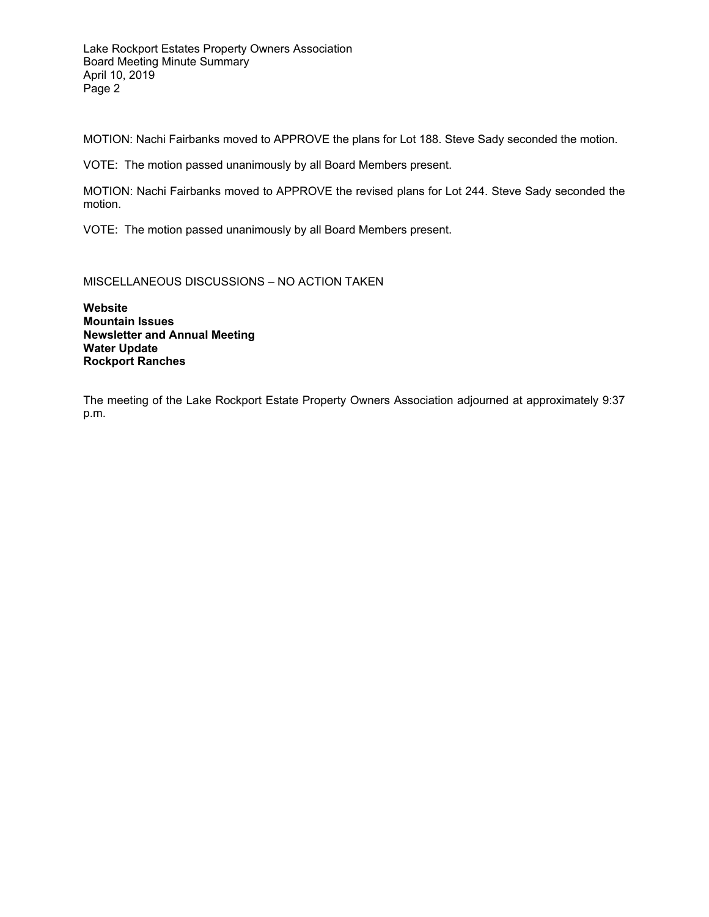MOTION: Nachi Fairbanks moved to APPROVE the plans for Lot 188. Steve Sady seconded the motion.

VOTE: The motion passed unanimously by all Board Members present.

MOTION: Nachi Fairbanks moved to APPROVE the revised plans for Lot 244. Steve Sady seconded the motion.

VOTE: The motion passed unanimously by all Board Members present.

MISCELLANEOUS DISCUSSIONS – NO ACTION TAKEN

**Website**
**Mountain Issues**
**Newsletter and Annual Meeting**
**Water Update**
**Rockport Ranches**

The meeting of the Lake Rockport Estate Property Owners Association adjourned at approximately 9:37 p.m.